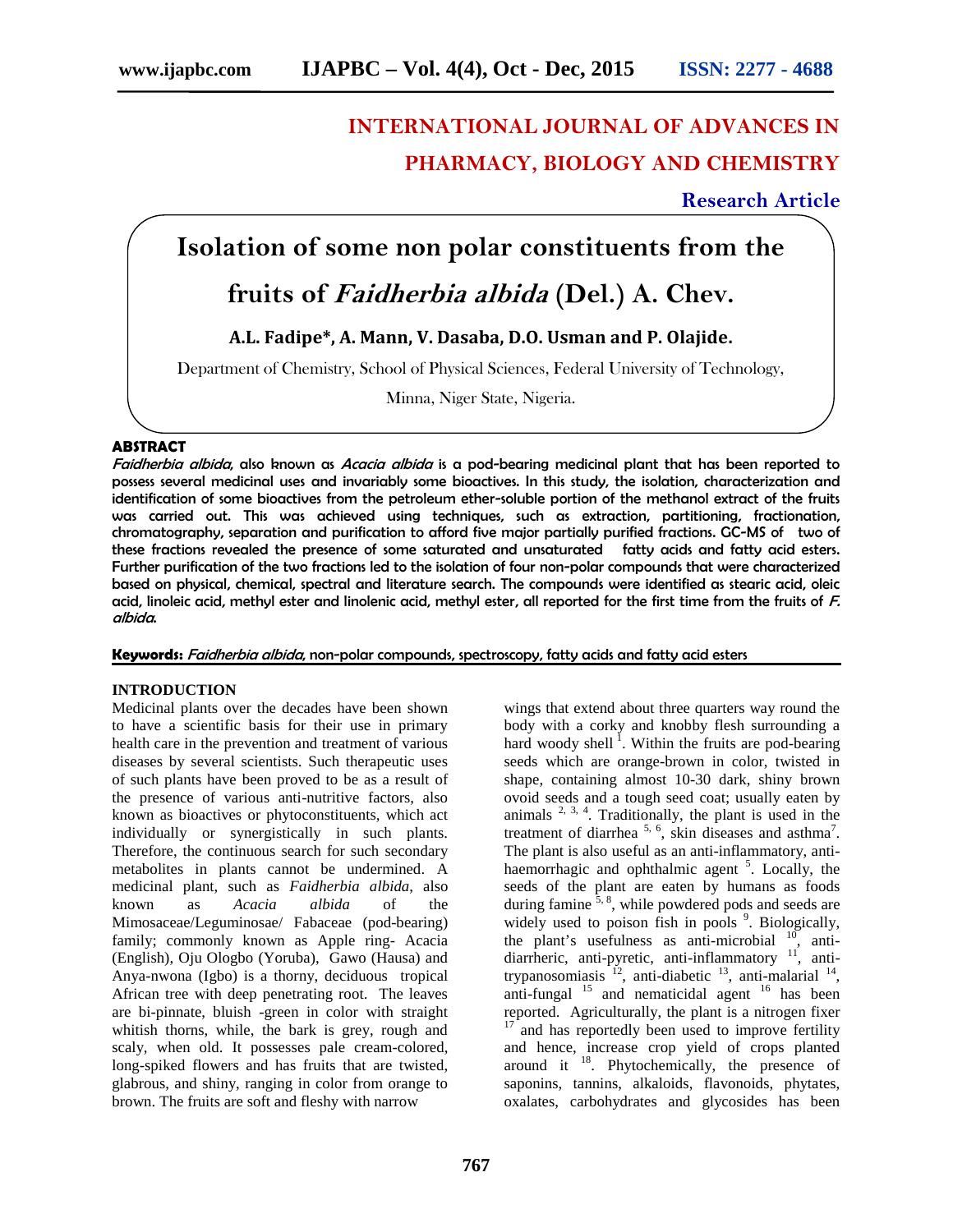# INTERNATIONAL JOURNAL OF ADVANCES IN PHARMACY, BIOLOGY AND CHEMISTRY

**Research Article**

# Isolation of some non polar constituents from the fruits of *Faidherbia albida* (Del.) A. Chev.

**A.L. Fadipe\*, A. Mann, V. Dasaba, D.O. Usman and P. Olajide.**

Department of Chemistry, School of Physical Sciences, Federal University of Technology, Minna, Niger State, Nigeria.

## ABSTRACT

*Faidherbia albida*, also known as *Acacia albida* is a pod-bearing medicinal plant that has been reported to possess several medicinal uses and invariably some bioactives. In this study, the isolation, characterization and identification of some bioactives from the petroleum ether-soluble portion of the methanol extract of the fruits was carried out. This was achieved using techniques, such as extraction, partitioning, fractionation, chromatography, separation and purification to afford five major partially purified fractions. GC-MS of two of these fractions revealed the presence of some saturated and unsaturated fatty acids and fatty acid esters. Further purification of the two fractions led to the isolation of four non-polar compounds that were characterized based on physical, chemical, spectral and literature search. The compounds were identified as stearic acid, oleic acid, linoleic acid, methyl ester and linolenic acid, methyl ester, all reported for the first time from the fruits of *F. albida*.

**Keywords:** *Faidherbia albida*, non-polar compounds, spectroscopy, fatty acids and fatty acid esters

## INTRODUCTION

Medicinal plants over the decades have been shown to have a scientific basis for their use in primary health care in the prevention and treatment of various diseases by several scientists. Such therapeutic uses of such plants have been proved to be as a result of the presence of various anti-nutritive factors, also known as bioactives or phytoconstituents, which act individually or synergistically in such plants. Therefore, the continuous search for such secondary metabolites in plants cannot be undermined. A medicinal plant, such as *Faidherbia albida*, also known as *Acacia albida* of the Mimosaceae/Leguminosae/ Fabaceae (pod-bearing) family; commonly known as Apple ring- Acacia (English), Oju Ologbo (Yoruba), Gawo (Hausa) and Anya-nwona (Igbo) is a thorny, deciduous tropical African tree with deep penetrating root. The leaves are bi-pinnate, bluish -green in color with straight whitish thorns, while, the bark is grey, rough and scaly, when old. It possesses pale cream-colored, long-spiked flowers and has fruits that are twisted, glabrous, and shiny, ranging in color from orange to brown. The fruits are soft and fleshy with narrow wings that extend about three quarters way round the body with a corky and knobby flesh surrounding a hard woody shell [1]. Within the fruits are pod-bearing seeds which are orange-brown in color, twisted in shape, containing almost 10-30 dark, shiny brown ovoid seeds and a tough seed coat; usually eaten by animals [2, 3, 4]. Traditionally, the plant is used in the treatment of diarrhea [5, 6], skin diseases and asthma[7]. The plant is also useful as an anti-inflammatory, anti-haemorrhagic and ophthalmic agent [5]. Locally, the seeds of the plant are eaten by humans as foods during famine [5, 8], while powdered pods and seeds are widely used to poison fish in pools [9]. Biologically, the plant's usefulness as anti-microbial [10], anti-diarrheric, anti-pyretic, anti-inflammatory [11], anti-trypanosomiasis [12], anti-diabetic [13], anti-malarial [14], anti-fungal [15] and nematicidal agent [16] has been reported. Agriculturally, the plant is a nitrogen fixer [17] and has reportedly been used to improve fertility and hence, increase crop yield of crops planted around it [18]. Phytochemically, the presence of saponins, tannins, alkaloids, flavonoids, phytates, oxalates, carbohydrates and glycosides has been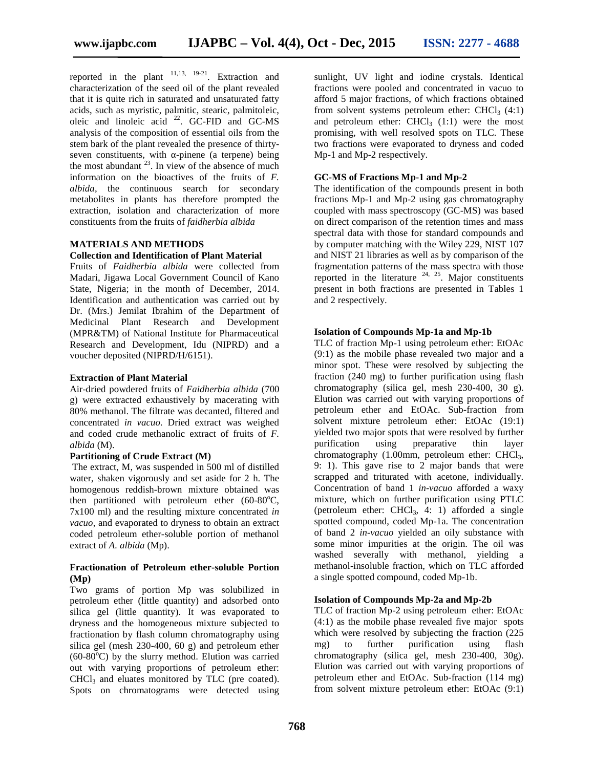reported in the plant [11,13, 19-21]. Extraction and characterization of the seed oil of the plant revealed that it is quite rich in saturated and unsaturated fatty acids, such as myristic, palmitic, stearic, palmitoleic, oleic and linoleic acid [22]. GC-FID and GC-MS analysis of the composition of essential oils from the stem bark of the plant revealed the presence of thirty-seven constituents, with α-pinene (a terpene) being the most abundant [23]. In view of the absence of much information on the bioactives of the fruits of *F. albida*, the continuous search for secondary metabolites in plants has therefore prompted the extraction, isolation and characterization of more constituents from the fruits of *faidherbia albida*

## MATERIALS AND METHODS

### Collection and Identification of Plant Material

Fruits of *Faidherbia albida* were collected from Madari, Jigawa Local Government Council of Kano State, Nigeria; in the month of December, 2014. Identification and authentication was carried out by Dr. (Mrs.) Jemilat Ibrahim of the Department of Medicinal Plant Research and Development (MPR&TM) of National Institute for Pharmaceutical Research and Development, Idu (NIPRD) and a voucher deposited (NIPRD/H/6151).

### Extraction of Plant Material

Air-dried powdered fruits of *Faidherbia albida* (700 g) were extracted exhaustively by macerating with 80% methanol. The filtrate was decanted, filtered and concentrated *in vacuo*. Dried extract was weighed and coded crude methanolic extract of fruits of *F. albida* (M).

### Partitioning of Crude Extract (M)

The extract, M, was suspended in 500 ml of distilled water, shaken vigorously and set aside for 2 h. The homogenous reddish-brown mixture obtained was then partitioned with petroleum ether (60-80$^{o}$C, 7x100 ml) and the resulting mixture concentrated *in vacuo*, and evaporated to dryness to obtain an extract coded petroleum ether-soluble portion of methanol extract of *A. albida* (Mp).

### Fractionation of Petroleum ether-soluble Portion (Mp)

Two grams of portion Mp was solubilized in petroleum ether (little quantity) and adsorbed onto silica gel (little quantity). It was evaporated to dryness and the homogeneous mixture subjected to fractionation by flash column chromatography using silica gel (mesh 230-400, 60 g) and petroleum ether (60-80$^{o}$C) by the slurry method. Elution was carried out with varying proportions of petroleum ether: $CHCl_3$ and eluates monitored by TLC (pre coated). Spots on chromatograms were detected using sunlight, UV light and iodine crystals. Identical fractions were pooled and concentrated in vacuo to afford 5 major fractions, of which fractions obtained from solvent systems petroleum ether: $CHCl_3$ (4:1) and petroleum ether: $CHCl_3$ (1:1) were the most promising, with well resolved spots on TLC. These two fractions were evaporated to dryness and coded Mp-1 and Mp-2 respectively.

### GC-MS of Fractions Mp-1 and Mp-2

The identification of the compounds present in both fractions Mp-1 and Mp-2 using gas chromatography coupled with mass spectroscopy (GC-MS) was based on direct comparison of the retention times and mass spectral data with those for standard compounds and by computer matching with the Wiley 229, NIST 107 and NIST 21 libraries as well as by comparison of the fragmentation patterns of the mass spectra with those reported in the literature [24, 25]. Major constituents present in both fractions are presented in Tables 1 and 2 respectively.

### Isolation of Compounds Mp-1a and Mp-1b

TLC of fraction Mp-1 using petroleum ether: EtOAc (9:1) as the mobile phase revealed two major and a minor spot. These were resolved by subjecting the fraction (240 mg) to further purification using flash chromatography (silica gel, mesh 230-400, 30 g). Elution was carried out with varying proportions of petroleum ether and EtOAc. Sub-fraction from solvent mixture petroleum ether: EtOAc (19:1) yielded two major spots that were resolved by further purification using preparative thin layer chromatography (1.00mm, petroleum ether: $CHCl_3$, 9: 1). This gave rise to 2 major bands that were scrapped and triturated with acetone, individually. Concentration of band 1 *in-vacuo* afforded a waxy mixture, which on further purification using PTLC (petroleum ether: $CHCl_3$, 4: 1) afforded a single spotted compound, coded Mp-1a. The concentration of band 2 *in-vacuo* yielded an oily substance with some minor impurities at the origin. The oil was washed severally with methanol, yielding a methanol-insoluble fraction, which on TLC afforded a single spotted compound, coded Mp-1b.

### Isolation of Compounds Mp-2a and Mp-2b

TLC of fraction Mp-2 using petroleum ether: EtOAc (4:1) as the mobile phase revealed five major spots which were resolved by subjecting the fraction (225 mg) to further purification using flash chromatography (silica gel, mesh 230-400, 30g). Elution was carried out with varying proportions of petroleum ether and EtOAc. Sub-fraction (114 mg) from solvent mixture petroleum ether: EtOAc (9:1)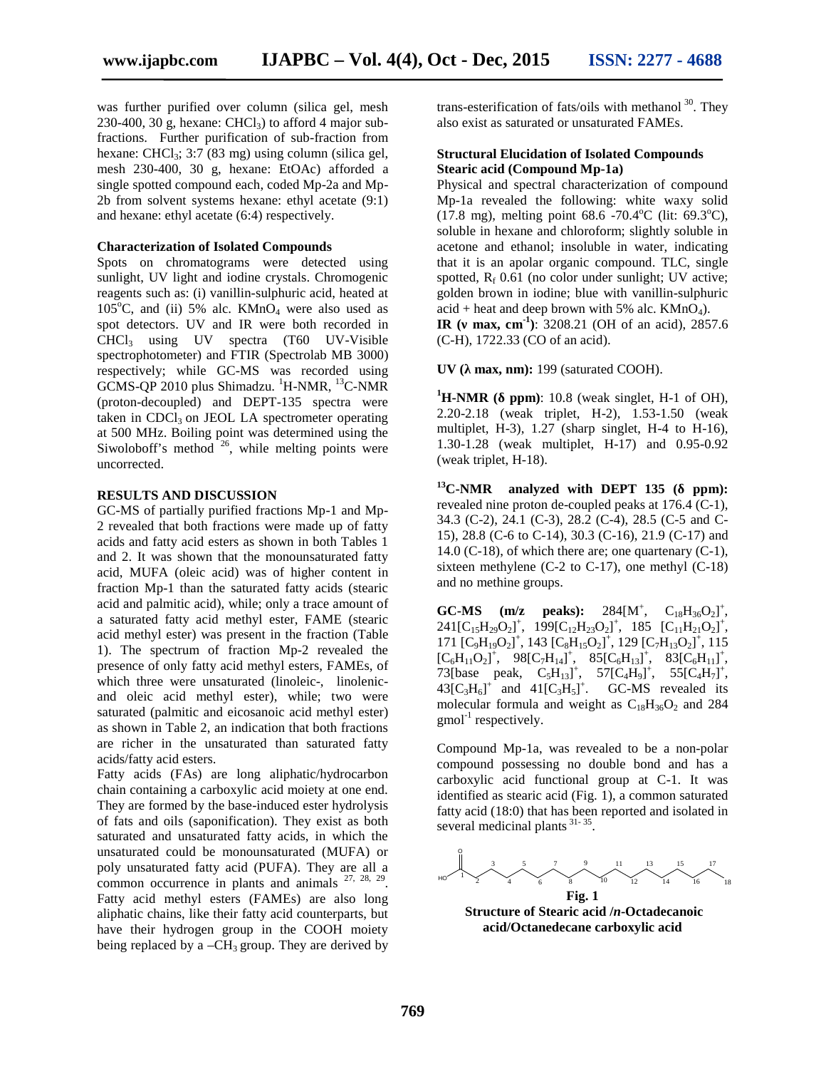was further purified over column (silica gel, mesh 230-400, 30 g, hexane: $CHCl_3$) to afford 4 major sub-fractions. Further purification of sub-fraction from hexane: $CHCl_3$; 3:7 (83 mg) using column (silica gel, mesh 230-400, 30 g, hexane: EtOAc) afforded a single spotted compound each, coded Mp-2a and Mp-2b from solvent systems hexane: ethyl acetate (9:1) and hexane: ethyl acetate (6:4) respectively.

### Characterization of Isolated Compounds

Spots on chromatograms were detected using sunlight, UV light and iodine crystals. Chromogenic reagents such as: (i) vanillin-sulphuric acid, heated at 105°C, and (ii) 5% alc. $KMnO_4$ were also used as spot detectors. UV and IR were both recorded in $CHCl_3$ using UV spectra (T60 UV-Visible spectrophotometer) and FTIR (Spectrolab MB 3000) respectively; while GC-MS was recorded using GCMS-QP 2010 plus Shimadzu. $^1$H-NMR, $^{13}$C-NMR (proton-decoupled) and DEPT-135 spectra were taken in $CDCl_3$ on JEOL LA spectrometer operating at 500 MHz. Boiling point was determined using the Siwoloboff's method [26], while melting points were uncorrected.

## RESULTS AND DISCUSSION

GC-MS of partially purified fractions Mp-1 and Mp-2 revealed that both fractions were made up of fatty acids and fatty acid esters as shown in both Tables 1 and 2. It was shown that the monounsaturated fatty acid, MUFA (oleic acid) was of higher content in fraction Mp-1 than the saturated fatty acids (stearic acid and palmitic acid), while; only a trace amount of a saturated fatty acid methyl ester, FAME (stearic acid methyl ester) was present in the fraction (Table 1). The spectrum of fraction Mp-2 revealed the presence of only fatty acid methyl esters, FAMEs, of which three were unsaturated (linoleic-, linolenic- and oleic acid methyl ester), while; two were saturated (palmitic and eicosanoic acid methyl ester) as shown in Table 2, an indication that both fractions are richer in the unsaturated than saturated fatty acids/fatty acid esters.

Fatty acids (FAs) are long aliphatic/hydrocarbon chain containing a carboxylic acid moiety at one end. They are formed by the base-induced ester hydrolysis of fats and oils (saponification). They exist as both saturated and unsaturated fatty acids, in which the unsaturated could be monounsaturated (MUFA) or poly unsaturated fatty acid (PUFA). They are all a common occurrence in plants and animals [27, 28, 29]. Fatty acid methyl esters (FAMEs) are also long aliphatic chains, like their fatty acid counterparts, but have their hydrogen group in the COOH moiety being replaced by a $-CH_3$ group. They are derived by trans-esterification of fats/oils with methanol [30]. They also exist as saturated or unsaturated FAMEs.

### Structural Elucidation of Isolated Compounds

### Stearic acid (Compound Mp-1a)

Physical and spectral characterization of compound Mp-1a revealed the following: white waxy solid (17.8 mg), melting point 68.6 -70.4°C (lit: 69.3°C), soluble in hexane and chloroform; slightly soluble in acetone and ethanol; insoluble in water, indicating that it is an apolar organic compound. TLC, single spotted, $R_f$ 0.61 (no color under sunlight; UV active; golden brown in iodine; blue with vanillin-sulphuric acid + heat and deep brown with 5% alc. $KMnO_4$).

**IR (ν max, cm$^{-1}$)**: 3208.21 (OH of an acid), 2857.6 (C-H), 1722.33 (CO of an acid).

**UV (λ max, nm):** 199 (saturated COOH).

**$^1$H-NMR (δ ppm)**: 10.8 (weak singlet, H-1 of OH), 2.20-2.18 (weak triplet, H-2), 1.53-1.50 (weak multiplet, H-3), 1.27 (sharp singlet, H-4 to H-16), 1.30-1.28 (weak multiplet, H-17) and 0.95-0.92 (weak triplet, H-18).

**$^{13}$C-NMR analyzed with DEPT 135 (δ ppm):** revealed nine proton de-coupled peaks at 176.4 (C-1), 34.3 (C-2), 24.1 (C-3), 28.2 (C-4), 28.5 (C-5 and C-15), 28.8 (C-6 to C-14), 30.3 (C-16), 21.9 (C-17) and 14.0 (C-18), of which there are; one quaternary (C-1), sixteen methylene (C-2 to C-17), one methyl (C-18) and no methine groups.

**GC-MS (m/z peaks):** 284[$M^+$, $C_{18}H_{36}O_2$]$^+$, 241[$C_{15}H_{29}O_2$]$^+$, 199[$C_{12}H_{23}O_2$]$^+$, 185 [$C_{11}H_{21}O_2$]$^+$, 171 [$C_9H_{19}O_2$]$^+$, 143 [$C_8H_{15}O_2$]$^+$, 129 [$C_7H_{13}O_2$]$^+$, 115 [$C_6H_{11}O_2$]$^+$, 98[$C_7H_{14}$]$^+$, 85[$C_6H_{13}$]$^+$, 83[$C_6H_{11}$]$^+$, 73[base peak, $C_5H_{13}$]$^+$, 57[$C_4H_9$]$^+$, 55[$C_4H_7$]$^+$, 43[$C_3H_6$]$^+$ and 41[$C_3H_5$]$^+$. GC-MS revealed its molecular formula and weight as $C_{18}H_{36}O_2$ and 284 gmol$^{-1}$ respectively.

Compound Mp-1a, was revealed to be a non-polar compound possessing no double bond and has a carboxylic acid functional group at C-1. It was identified as stearic acid (Fig. 1), a common saturated fatty acid (18:0) that has been reported and isolated in several medicinal plants [31-35].

**Fig. 1**
**Structure of Stearic acid /*n*-Octadecanoic acid/Octanedecane carboxylic acid**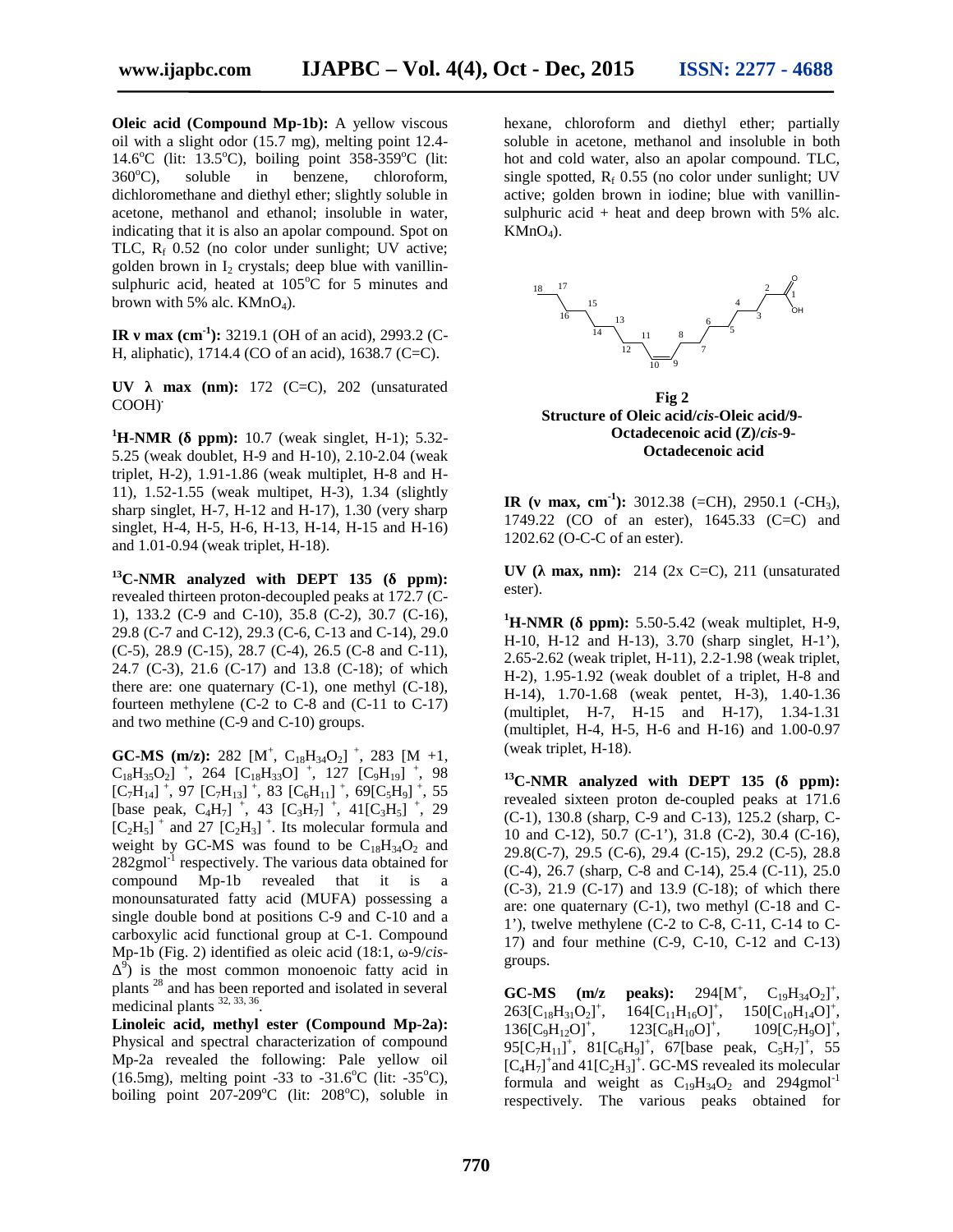**Oleic acid (Compound Mp-1b):** A yellow viscous oil with a slight odor (15.7 mg), melting point 12.4-14.6°C (lit: 13.5°C), boiling point 358-359°C (lit: 360°C), soluble in benzene, chloroform, dichloromethane and diethyl ether; slightly soluble in acetone, methanol and ethanol; insoluble in water, indicating that it is also an apolar compound. Spot on TLC, $R_f$ 0.52 (no color under sunlight; UV active; golden brown in $I_2$ crystals; deep blue with vanillin-sulphuric acid, heated at 105°C for 5 minutes and brown with 5% alc. $KMnO_4$).

**IR ν max (cm$^{-1}$):** 3219.1 (OH of an acid), 2993.2 (C-H, aliphatic), 1714.4 (CO of an acid), 1638.7 (C=C).

**UV λ max (nm):** 172 (C=C), 202 (unsaturated COOH).

**$^1$H-NMR (δ ppm):** 10.7 (weak singlet, H-1); 5.32-5.25 (weak doublet, H-9 and H-10), 2.10-2.04 (weak triplet, H-2), 1.91-1.86 (weak multiplet, H-8 and H-11), 1.52-1.55 (weak multipet, H-3), 1.34 (slightly sharp singlet, H-7, H-12 and H-17), 1.30 (very sharp singlet, H-4, H-5, H-6, H-13, H-14, H-15 and H-16) and 1.01-0.94 (weak triplet, H-18).

**$^{13}$C-NMR analyzed with DEPT 135 (δ ppm):** revealed thirteen proton-decoupled peaks at 172.7 (C-1), 133.2 (C-9 and C-10), 35.8 (C-2), 30.7 (C-16), 29.8 (C-7 and C-12), 29.3 (C-6, C-13 and C-14), 29.0 (C-5), 28.9 (C-15), 28.7 (C-4), 26.5 (C-8 and C-11), 24.7 (C-3), 21.6 (C-17) and 13.8 (C-18); of which there are: one quaternary (C-1), one methyl (C-18), fourteen methylene (C-2 to C-8 and (C-11 to C-17) and two methine (C-9 and C-10) groups.

**GC-MS (m/z):** 282 [$M^+$, $C_{18}H_{34}O_2$]$^+$, 283 [M +1, $C_{18}H_{35}O_2$]$^+$, 264 [$C_{18}H_{33}O$]$^+$, 127 [$C_9H_{19}$]$^+$, 98 [$C_7H_{14}$]$^+$, 97 [$C_7H_{13}$]$^+$, 83 [$C_6H_{11}$]$^+$, 69[$C_5H_9$]$^+$, 55 [base peak, $C_4H_7$]$^+$, 43 [$C_3H_7$]$^+$, 41[$C_3H_5$]$^+$, 29 [$C_2H_5$]$^+$ and 27 [$C_2H_3$]$^+$. Its molecular formula and weight by GC-MS was found to be $C_{18}H_{34}O_2$ and 282gmol$^{-1}$ respectively. The various data obtained for compound Mp-1b revealed that it is a monounsaturated fatty acid (MUFA) possessing a single double bond at positions C-9 and C-10 and a carboxylic acid functional group at C-1. Compound Mp-1b (Fig. 2) identified as oleic acid (18:1, ω-9/*cis*-$\Delta^9$) is the most common monoenoic fatty acid in plants [28] and has been reported and isolated in several medicinal plants [32, 33, 36].

**Linoleic acid, methyl ester (Compound Mp-2a):** Physical and spectral characterization of compound Mp-2a revealed the following: Pale yellow oil (16.5mg), melting point -33 to -31.6°C (lit: -35°C), boiling point 207-209°C (lit: 208°C), soluble in hexane, chloroform and diethyl ether; partially soluble in acetone, methanol and insoluble in both hot and cold water, also an apolar compound. TLC, single spotted, $R_f$ 0.55 (no color under sunlight; UV active; golden brown in iodine; blue with vanillin-sulphuric acid + heat and deep brown with 5% alc. $KMnO_4$).

**Fig 2**
**Structure of Oleic acid/*cis*-Oleic acid/9-Octadecenoic acid (Z)/*cis*-9-Octadecenoic acid**

**IR (ν max, cm$^{-1}$):** 3012.38 (=CH), 2950.1 (-$CH_3$), 1749.22 (CO of an ester), 1645.33 (C=C) and 1202.62 (O-C-C of an ester).

**UV (λ max, nm):** 214 (2x C=C), 211 (unsaturated ester).

**$^1$H-NMR (δ ppm):** 5.50-5.42 (weak multiplet, H-9, H-10, H-12 and H-13), 3.70 (sharp singlet, H-1'), 2.65-2.62 (weak triplet, H-11), 2.2-1.98 (weak triplet, H-2), 1.95-1.92 (weak doublet of a triplet, H-8 and H-14), 1.70-1.68 (weak pentet, H-3), 1.40-1.36 (multiplet, H-7, H-15 and H-17), 1.34-1.31 (multiplet, H-4, H-5, H-6 and H-16) and 1.00-0.97 (weak triplet, H-18).

**$^{13}$C-NMR analyzed with DEPT 135 (δ ppm):** revealed sixteen proton de-coupled peaks at 171.6 (C-1), 130.8 (sharp, C-9 and C-13), 125.2 (sharp, C-10 and C-12), 50.7 (C-1'), 31.8 (C-2), 30.4 (C-16), 29.8(C-7), 29.5 (C-6), 29.4 (C-15), 29.2 (C-5), 28.8 (C-4), 26.7 (sharp, C-8 and C-14), 25.4 (C-11), 25.0 (C-3), 21.9 (C-17) and 13.9 (C-18); of which there are: one quaternary (C-1), two methyl (C-18 and C-1'), twelve methylene (C-2 to C-8, C-11, C-14 to C-17) and four methine (C-9, C-10, C-12 and C-13) groups.

**GC-MS (m/z peaks):** 294[$M^+$, $C_{19}H_{34}O_2$]$^+$, 263[$C_{18}H_{31}O_2$]$^+$, 164[$C_{11}H_{16}O$]$^+$, 150[$C_{10}H_{14}O$]$^+$, 136[$C_9H_{12}O$]$^+$, 123[$C_8H_{10}O$]$^+$, 109[$C_7H_9O$]$^+$, 95[$C_7H_{11}$]$^+$, 81[$C_6H_9$]$^+$, 67[base peak, $C_5H_7$]$^+$, 55 [$C_4H_7$]$^+$and 41[$C_2H_3$]$^+$. GC-MS revealed its molecular formula and weight as $C_{19}H_{34}O_2$ and 294gmol$^{-1}$ respectively. The various peaks obtained for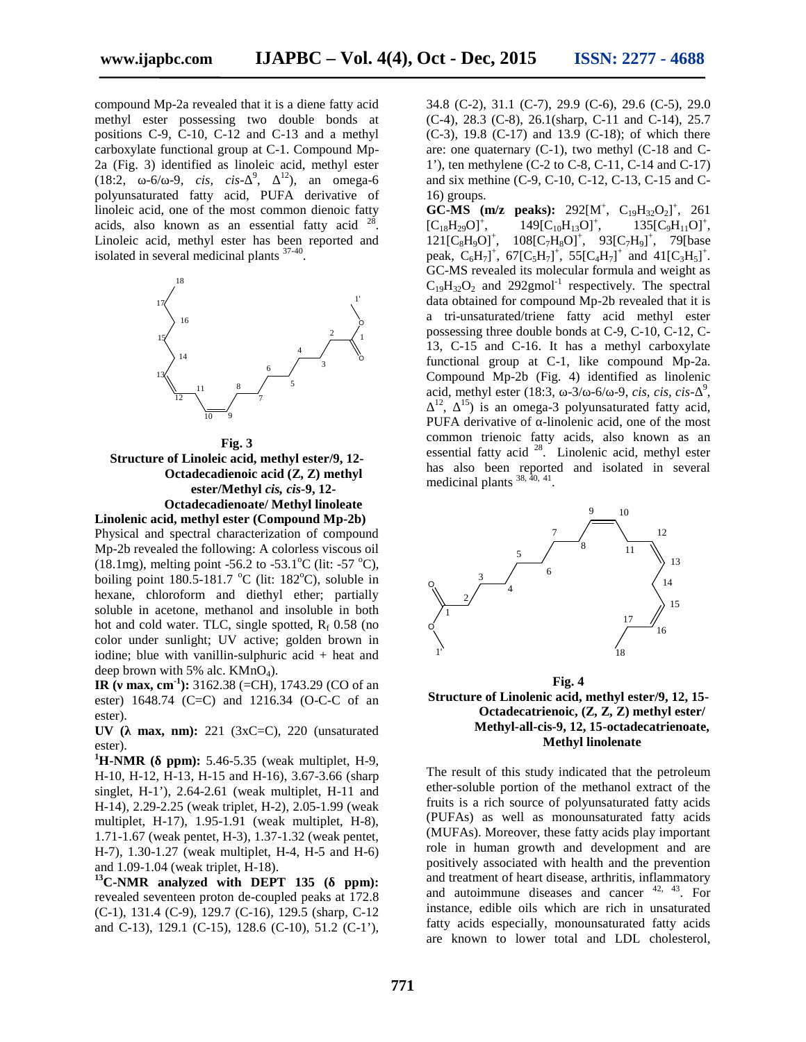compound Mp-2a revealed that it is a diene fatty acid methyl ester possessing two double bonds at positions C-9, C-10, C-12 and C-13 and a methyl carboxylate functional group at C-1. Compound Mp-2a (Fig. 3) identified as linoleic acid, methyl ester (18:2, ω-6/ω-9, *cis*, *cis*-$\Delta^9$, $\Delta^{12}$), an omega-6 polyunsaturated fatty acid, PUFA derivative of linoleic acid, one of the most common dienoic fatty acids, also known as an essential fatty acid [28]. Linoleic acid, methyl ester has been reported and isolated in several medicinal plants [37-40].

**Fig. 3**
**Structure of Linoleic acid, methyl ester/9, 12-Octadecadienoic acid (Z, Z) methyl ester/Methyl *cis, cis*-9, 12-Octadecadienoate/ Methyl linoleate**

**Linolenic acid, methyl ester (Compound Mp-2b)**

Physical and spectral characterization of compound Mp-2b revealed the following: A colorless viscous oil (18.1mg), melting point -56.2 to -53.1°C (lit: -57 °C), boiling point 180.5-181.7 °C (lit: 182°C), soluble in hexane, chloroform and diethyl ether; partially soluble in acetone, methanol and insoluble in both hot and cold water. TLC, single spotted, $R_f$ 0.58 (no color under sunlight; UV active; golden brown in iodine; blue with vanillin-sulphuric acid + heat and deep brown with 5% alc. $KMnO_4$).

**IR (ν max, cm$^{-1}$):** 3162.38 (=CH), 1743.29 (CO of an ester) 1648.74 (C=C) and 1216.34 (O-C-C of an ester).

**UV (λ max, nm):** 221 (3xC=C), 220 (unsaturated ester).

**$^1$H-NMR (δ ppm):** 5.46-5.35 (weak multiplet, H-9, H-10, H-12, H-13, H-15 and H-16), 3.67-3.66 (sharp singlet, H-1'), 2.64-2.61 (weak multiplet, H-11 and H-14), 2.29-2.25 (weak triplet, H-2), 2.05-1.99 (weak multiplet, H-17), 1.95-1.91 (weak multiplet, H-8), 1.71-1.67 (weak pentet, H-3), 1.37-1.32 (weak pentet, H-7), 1.30-1.27 (weak multiplet, H-4, H-5 and H-6) and 1.09-1.04 (weak triplet, H-18).

**$^{13}$C-NMR analyzed with DEPT 135 (δ ppm):** revealed seventeen proton de-coupled peaks at 172.8 (C-1), 131.4 (C-9), 129.7 (C-16), 129.5 (sharp, C-12 and C-13), 129.1 (C-15), 128.6 (C-10), 51.2 (C-1'), 34.8 (C-2), 31.1 (C-7), 29.9 (C-6), 29.6 (C-5), 29.0 (C-4), 28.3 (C-8), 26.1(sharp, C-11 and C-14), 25.7 (C-3), 19.8 (C-17) and 13.9 (C-18); of which there are: one quaternary (C-1), two methyl (C-18 and C-1'), ten methylene (C-2 to C-8, C-11, C-14 and C-17) and six methine (C-9, C-10, C-12, C-13, C-15 and C-16) groups.

**GC-MS (m/z peaks):** 292[M$^+$, $C_{19}H_{32}O_2$]$^+$, 261 [$C_{18}H_{29}O$]$^+$, 149[$C_{10}H_{13}O$]$^+$, 135[$C_9H_{11}O$]$^+$, 121[$C_8H_9O$]$^+$, 108[$C_7H_8O$]$^+$, 93[$C_7H_9$]$^+$, 79[base peak, $C_6H_7$]$^+$, 67[$C_5H_7$]$^+$, 55[$C_4H_7$]$^+$ and 41[$C_3H_5$]$^+$. GC-MS revealed its molecular formula and weight as $C_{19}H_{32}O_2$ and 292gmol$^{-1}$ respectively. The spectral data obtained for compound Mp-2b revealed that it is a tri-unsaturated/triene fatty acid methyl ester possessing three double bonds at C-9, C-10, C-12, C-13, C-15 and C-16. It has a methyl carboxylate functional group at C-1, like compound Mp-2a. Compound Mp-2b (Fig. 4) identified as linolenic acid, methyl ester (18:3, ω-3/ω-6/ω-9, *cis, cis, cis*-$\Delta^9$, $\Delta^{12}$, $\Delta^{15}$) is an omega-3 polyunsaturated fatty acid, PUFA derivative of α-linolenic acid, one of the most common trienoic fatty acids, also known as an essential fatty acid [28]. Linolenic acid, methyl ester has also been reported and isolated in several medicinal plants [38, 40, 41].

**Fig. 4**
**Structure of Linolenic acid, methyl ester/9, 12, 15-Octadecatrienoic, (Z, Z, Z) methyl ester/ Methyl-all-cis-9, 12, 15-octadecatrienoate, Methyl linolenate**

The result of this study indicated that the petroleum ether-soluble portion of the methanol extract of the fruits is a rich source of polyunsaturated fatty acids (PUFAs) as well as monounsaturated fatty acids (MUFAs). Moreover, these fatty acids play important role in human growth and development and are positively associated with health and the prevention and treatment of heart disease, arthritis, inflammatory and autoimmune diseases and cancer [42, 43]. For instance, edible oils which are rich in unsaturated fatty acids especially, monounsaturated fatty acids are known to lower total and LDL cholesterol,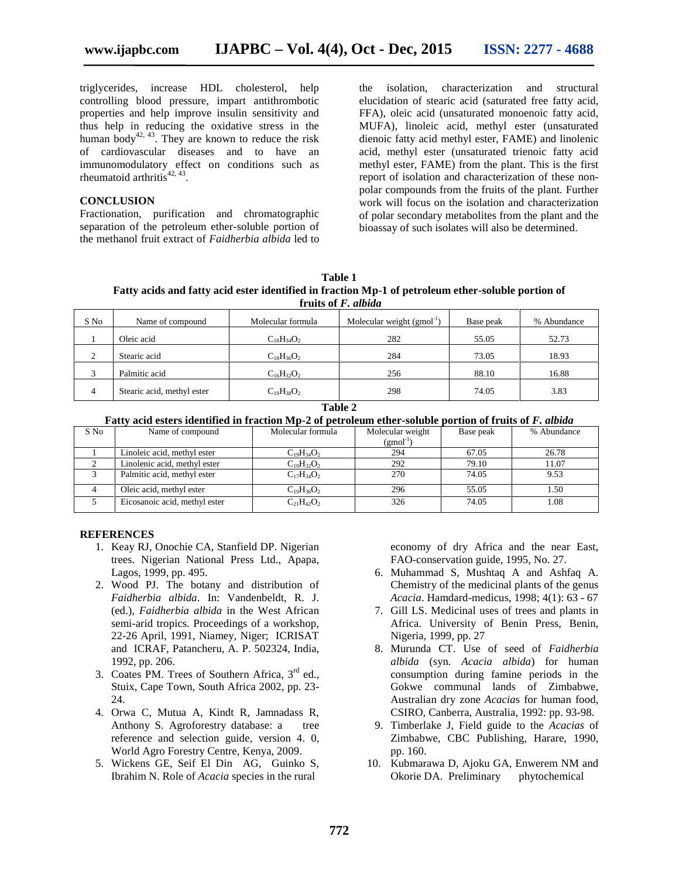triglycerides, increase HDL cholesterol, help controlling blood pressure, impart antithrombotic properties and help improve insulin sensitivity and thus help in reducing the oxidative stress in the human body[42, 43]. They are known to reduce the risk of cardiovascular diseases and to have an immunomodulatory effect on conditions such as rheumatoid arthritis[42, 43].

## CONCLUSION

Fractionation, purification and chromatographic separation of the petroleum ether-soluble portion of the methanol fruit extract of *Faidherbia albida* led to the isolation, characterization and structural elucidation of stearic acid (saturated free fatty acid, FFA), oleic acid (unsaturated monoenoic fatty acid, MUFA), linoleic acid, methyl ester (unsaturated dienoic fatty acid methyl ester, FAME) and linolenic acid, methyl ester (unsaturated trienoic fatty acid methyl ester, FAME) from the plant. This is the first report of isolation and characterization of these non-polar compounds from the fruits of the plant. Further work will focus on the isolation and characterization of polar secondary metabolites from the plant and the bioassay of such isolates will also be determined.

**Table 1**
**Fatty acids and fatty acid ester identified in fraction Mp-1 of petroleum ether-soluble portion of fruits of *F. albida***

| S No | Name of compound | Molecular formula | Molecular weight ($gmol^{-1}$) | Base peak | % Abundance |
|---|---|---|---|---|---|
| 1 | Oleic acid | $C_{18}H_{34}O_2$ | 282 | 55.05 | 52.73 |
| 2 | Stearic acid | $C_{18}H_{36}O_2$ | 284 | 73.05 | 18.93 |
| 3 | Palmitic acid | $C_{16}H_{32}O_2$ | 256 | 88.10 | 16.88 |
| 4 | Stearic acid, methyl ester | $C_{19}H_{38}O_2$ | 298 | 74.05 | 3.83 |

**Table 2**
**Fatty acid esters identified in fraction Mp-2 of petroleum ether-soluble portion of fruits of *F. albida***

| S No | Name of compound | Molecular formula | Molecular weight ($gmol^{-1}$) | Base peak | % Abundance |
|---|---|---|---|---|---|
| 1 | Linoleic acid, methyl ester | $C_{19}H_{34}O_2$ | 294 | 67.05 | 26.78 |
| 2 | Linolenic acid, methyl ester | $C_{19}H_{32}O_2$ | 292 | 79.10 | 11.07 |
| 3 | Palmitic acid, methyl ester | $C_{17}H_{34}O_2$ | 270 | 74.05 | 9.53 |
| 4 | Oleic acid, methyl ester | $C_{19}H_{36}O_2$ | 296 | 55.05 | 1.50 |
| 5 | Eicosanoic acid, methyl ester | $C_{21}H_{42}O_2$ | 326 | 74.05 | 1.08 |

## REFERENCES

1. Keay RJ, Onochie CA, Stanfield DP. Nigerian trees. Nigerian National Press Ltd., Apapa, Lagos, 1999, pp. 495.
2. Wood PJ. The botany and distribution of *Faidherbia albida*. In: Vandenbeldt, R. J. (ed.), *Faidherbia albida* in the West African semi-arid tropics. Proceedings of a workshop, 22-26 April, 1991, Niamey, Niger; ICRISAT and ICRAF, Patancheru, A. P. 502324, India, 1992, pp. 206.
3. Coates PM. Trees of Southern Africa, 3rd ed., Stuix, Cape Town, South Africa 2002, pp. 23-24.
4. Orwa C, Mutua A, Kindt R, Jamnadass R, Anthony S. Agroforestry database: a tree reference and selection guide, version 4. 0, World Agro Forestry Centre, Kenya, 2009.
5. Wickens GE, Seif El Din AG, Guinko S, Ibrahim N. Role of *Acacia* species in the rural economy of dry Africa and the near East, FAO-conservation guide, 1995, No. 27.
6. Muhammad S, Mushtaq A and Ashfaq A. Chemistry of the medicinal plants of the genus *Acacia*. Hamdard-medicus, 1998; 4(1): 63 - 67
7. Gill LS. Medicinal uses of trees and plants in Africa. University of Benin Press, Benin, Nigeria, 1999, pp. 27
8. Murunda CT. Use of seed of *Faidherbia albida* (syn. *Acacia albida*) for human consumption during famine periods in the Gokwe communal lands of Zimbabwe, Australian dry zone *Acacia*s for human food, CSIRO, Canberra, Australia, 1992: pp. 93-98.
9. Timberlake J, Field guide to the *Acacias* of Zimbabwe, CBC Publishing, Harare, 1990, pp. 160.
10. Kubmarawa D, Ajoku GA, Enwerem NM and Okorie DA. Preliminary phytochemical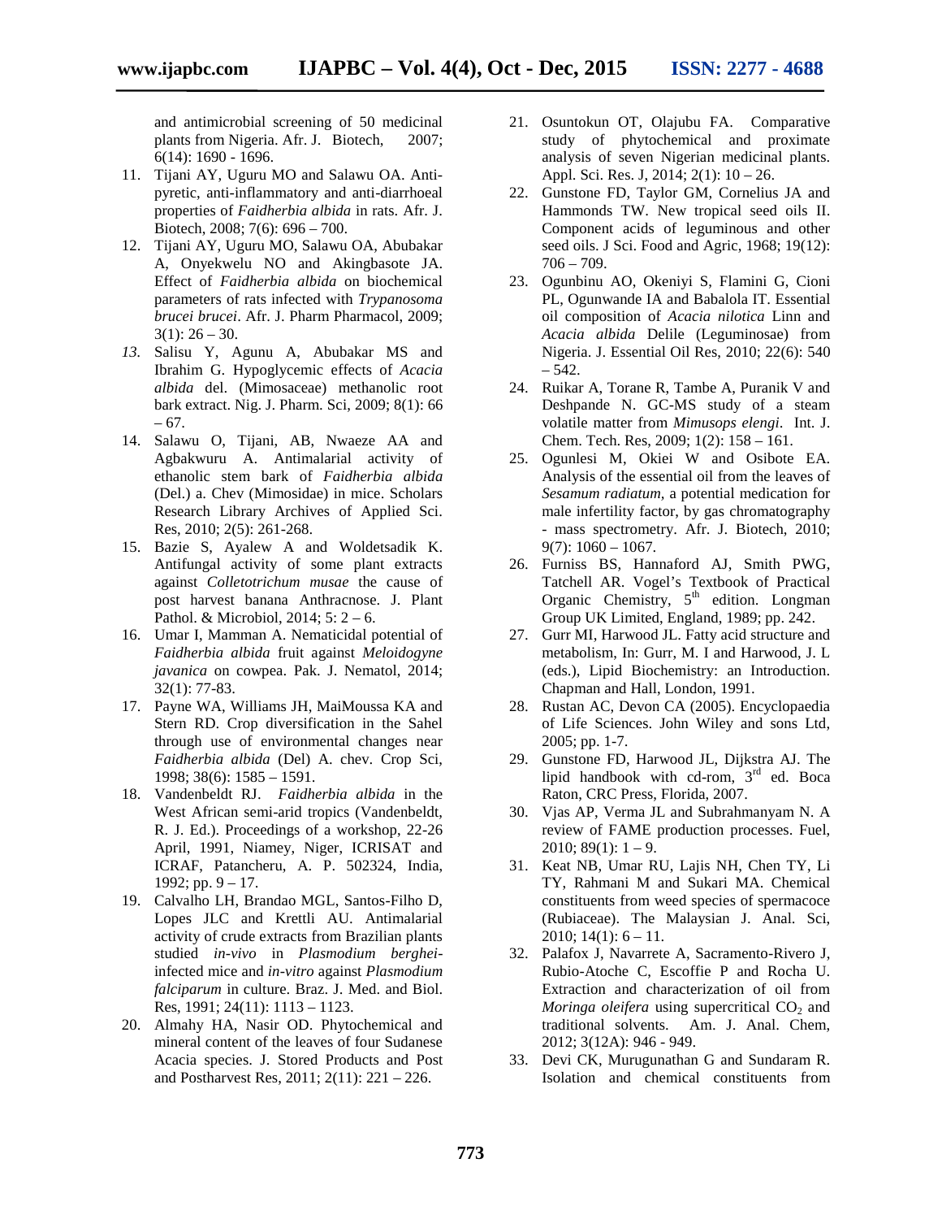and antimicrobial screening of 50 medicinal plants from Nigeria. Afr. J. Biotech, 2007; 6(14): 1690 - 1696.

11. Tijani AY, Uguru MO and Salawu OA. Anti-pyretic, anti-inflammatory and anti-diarrhoeal properties of *Faidherbia albida* in rats. Afr. J. Biotech, 2008; 7(6): 696 – 700.
12. Tijani AY, Uguru MO, Salawu OA, Abubakar A, Onyekwelu NO and Akingbasote JA. Effect of *Faidherbia albida* on biochemical parameters of rats infected with *Trypanosoma brucei brucei*. Afr. J. Pharm Pharmacol, 2009; 3(1): 26 – 30.
13. Salisu Y, Agunu A, Abubakar MS and Ibrahim G. Hypoglycemic effects of *Acacia albida* del. (Mimosaceae) methanolic root bark extract. Nig. J. Pharm. Sci, 2009; 8(1): 66 – 67.
14. Salawu O, Tijani, AB, Nwaeze AA and Agbakwuru A. Antimalarial activity of ethanolic stem bark of *Faidherbia albida* (Del.) a. Chev (Mimosidae) in mice. Scholars Research Library Archives of Applied Sci. Res, 2010; 2(5): 261-268.
15. Bazie S, Ayalew A and Woldetsadik K. Antifungal activity of some plant extracts against *Colletotrichum musae* the cause of post harvest banana Anthracnose. J. Plant Pathol. & Microbiol, 2014; 5: 2 – 6.
16. Umar I, Mamman A. Nematicidal potential of *Faidherbia albida* fruit against *Meloidogyne javanica* on cowpea. Pak. J. Nematol, 2014; 32(1): 77-83.
17. Payne WA, Williams JH, MaiMoussa KA and Stern RD. Crop diversification in the Sahel through use of environmental changes near *Faidherbia albida* (Del) A. chev. Crop Sci, 1998; 38(6): 1585 – 1591.
18. Vandenbeldt RJ. *Faidherbia albida* in the West African semi-arid tropics (Vandenbeldt, R. J. Ed.). Proceedings of a workshop, 22-26 April, 1991, Niamey, Niger, ICRISAT and ICRAF, Patancheru, A. P. 502324, India, 1992; pp. 9 – 17.
19. Calvalho LH, Brandao MGL, Santos-Filho D, Lopes JLC and Krettli AU. Antimalarial activity of crude extracts from Brazilian plants studied *in-vivo* in *Plasmodium berghei*-infected mice and *in-vitro* against *Plasmodium falciparum* in culture. Braz. J. Med. and Biol. Res, 1991; 24(11): 1113 – 1123.
20. Almahy HA, Nasir OD. Phytochemical and mineral content of the leaves of four Sudanese Acacia species. J. Stored Products and Post and Postharvest Res, 2011; 2(11): 221 – 226.
21. Osuntokun OT, Olajubu FA. Comparative study of phytochemical and proximate analysis of seven Nigerian medicinal plants. Appl. Sci. Res. J, 2014; 2(1): 10 – 26.
22. Gunstone FD, Taylor GM, Cornelius JA and Hammonds TW. New tropical seed oils II. Component acids of leguminous and other seed oils. J Sci. Food and Agric, 1968; 19(12): 706 – 709.
23. Ogunbinu AO, Okeniyi S, Flamini G, Cioni PL, Ogunwande IA and Babalola IT. Essential oil composition of *Acacia nilotica* Linn and *Acacia albida* Delile (Leguminosae) from Nigeria. J. Essential Oil Res, 2010; 22(6): 540 – 542.
24. Ruikar A, Torane R, Tambe A, Puranik V and Deshpande N. GC-MS study of a steam volatile matter from *Mimusops elengi*. Int. J. Chem. Tech. Res, 2009; 1(2): 158 – 161.
25. Ogunlesi M, Okiei W and Osibote EA. Analysis of the essential oil from the leaves of *Sesamum radiatum*, a potential medication for male infertility factor, by gas chromatography - mass spectrometry. Afr. J. Biotech, 2010; 9(7): 1060 – 1067.
26. Furniss BS, Hannaford AJ, Smith PWG, Tatchell AR. Vogel's Textbook of Practical Organic Chemistry, 5th edition. Longman Group UK Limited, England, 1989; pp. 242.
27. Gurr MI, Harwood JL. Fatty acid structure and metabolism, In: Gurr, M. I and Harwood, J. L (eds.), Lipid Biochemistry: an Introduction. Chapman and Hall, London, 1991.
28. Rustan AC, Devon CA (2005). Encyclopaedia of Life Sciences. John Wiley and sons Ltd, 2005; pp. 1-7.
29. Gunstone FD, Harwood JL, Dijkstra AJ. The lipid handbook with cd-rom, 3rd ed. Boca Raton, CRC Press, Florida, 2007.
30. Vjas AP, Verma JL and Subrahmanyam N. A review of FAME production processes. Fuel, 2010; 89(1): 1 – 9.
31. Keat NB, Umar RU, Lajis NH, Chen TY, Li TY, Rahmani M and Sukari MA. Chemical constituents from weed species of spermacoce (Rubiaceae). The Malaysian J. Anal. Sci, 2010; 14(1): 6 – 11.
32. Palafox J, Navarrete A, Sacramento-Rivero J, Rubio-Atoche C, Escoffie P and Rocha U. Extraction and characterization of oil from *Moringa oleifera* using supercritical $CO_2$ and traditional solvents. Am. J. Anal. Chem, 2012; 3(12A): 946 - 949.
33. Devi CK, Murugunathan G and Sundaram R. Isolation and chemical constituents from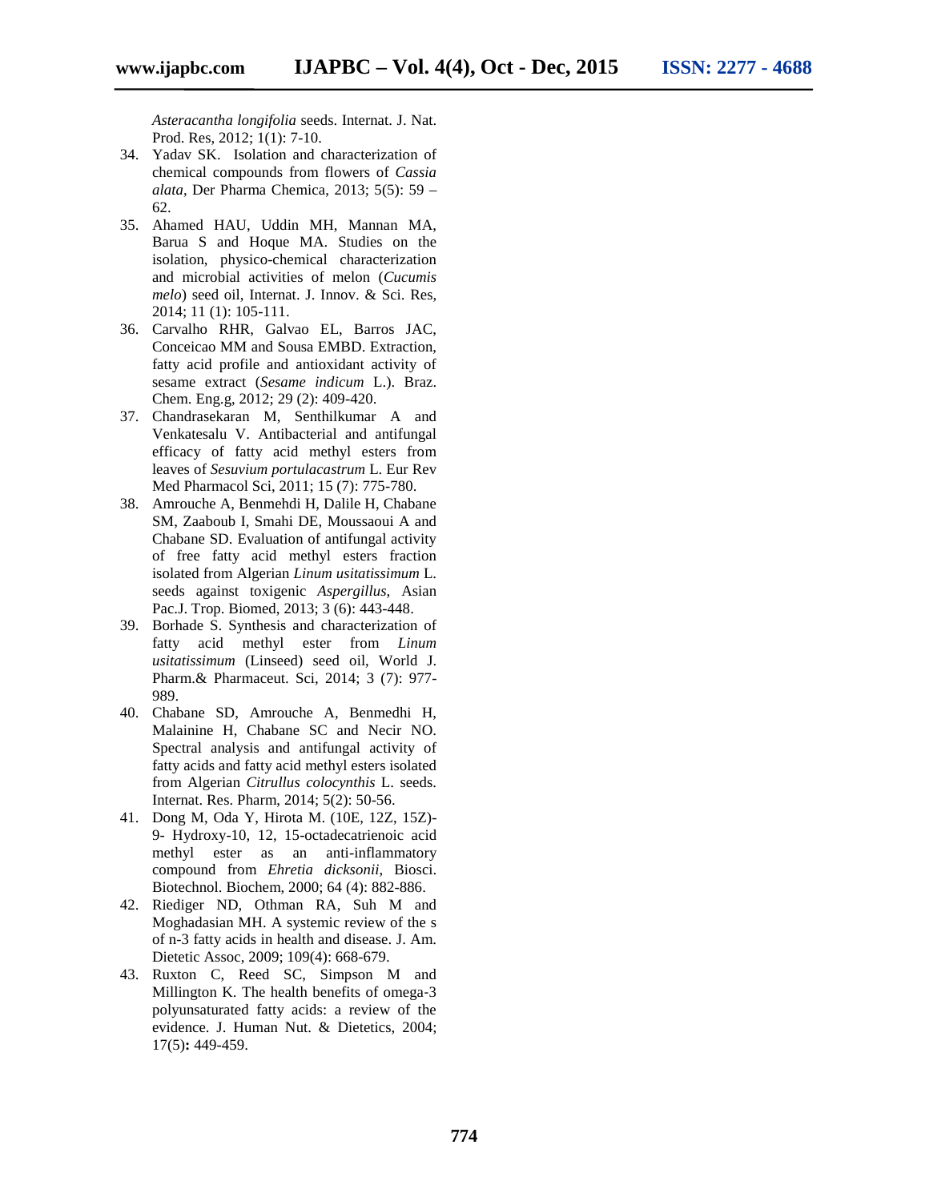*Asteracantha longifolia* seeds. Internat. J. Nat. Prod. Res, 2012; 1(1): 7-10.

34. Yadav SK. Isolation and characterization of chemical compounds from flowers of *Cassia alata*, Der Pharma Chemica, 2013; 5(5): 59 – 62.
35. Ahamed HAU, Uddin MH, Mannan MA, Barua S and Hoque MA. Studies on the isolation, physico-chemical characterization and microbial activities of melon (*Cucumis melo*) seed oil, Internat. J. Innov. & Sci. Res, 2014; 11 (1): 105-111.
36. Carvalho RHR, Galvao EL, Barros JAC, Conceicao MM and Sousa EMBD. Extraction, fatty acid profile and antioxidant activity of sesame extract (*Sesame indicum* L.). Braz. Chem. Eng.g, 2012; 29 (2): 409-420.
37. Chandrasekaran M, Senthilkumar A and Venkatesalu V. Antibacterial and antifungal efficacy of fatty acid methyl esters from leaves of *Sesuvium portulacastrum* L. Eur Rev Med Pharmacol Sci, 2011; 15 (7): 775-780.
38. Amrouche A, Benmehdi H, Dalile H, Chabane SM, Zaaboub I, Smahi DE, Moussaoui A and Chabane SD. Evaluation of antifungal activity of free fatty acid methyl esters fraction isolated from Algerian *Linum usitatissimum* L. seeds against toxigenic *Aspergillus*, Asian Pac.J. Trop. Biomed, 2013; 3 (6): 443-448.
39. Borhade S. Synthesis and characterization of fatty acid methyl ester from *Linum usitatissimum* (Linseed) seed oil, World J. Pharm.& Pharmaceut. Sci, 2014; 3 (7): 977-989.
40. Chabane SD, Amrouche A, Benmedhi H, Malainine H, Chabane SC and Necir NO. Spectral analysis and antifungal activity of fatty acids and fatty acid methyl esters isolated from Algerian *Citrullus colocynthis* L. seeds. Internat. Res. Pharm, 2014; 5(2): 50-56.
41. Dong M, Oda Y, Hirota M. (10E, 12Z, 15Z)-9- Hydroxy-10, 12, 15-octadecatrienoic acid methyl ester as an anti-inflammatory compound from *Ehretia dicksonii*, Biosci. Biotechnol. Biochem, 2000; 64 (4): 882-886.
42. Riediger ND, Othman RA, Suh M and Moghadasian MH. A systemic review of the s of n-3 fatty acids in health and disease. J. Am. Dietetic Assoc, 2009; 109(4): 668-679.
43. Ruxton C, Reed SC, Simpson M and Millington K. The health benefits of omega-3 polyunsaturated fatty acids: a review of the evidence. J. Human Nut. & Dietetics, 2004; 17(5)**:** 449-459.